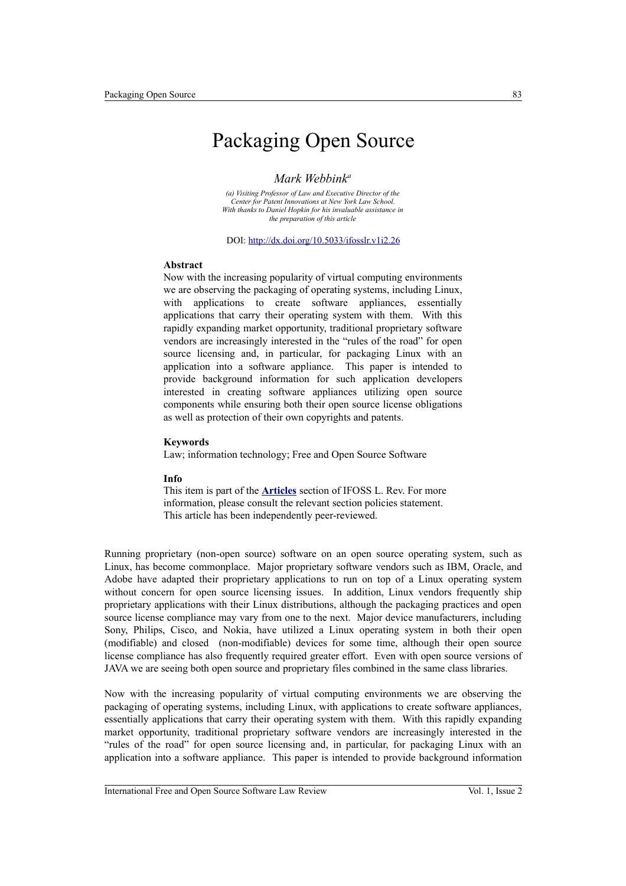# Packaging Open Source

*Mark Webbink*[a]

*(a) Visiting Professor of Law and Executive Director of the Center for Patent Innovations at New York Law School. With thanks to Daniel Hopkin for his invaluable assistance in the preparation of this article*

DOI: http://dx.doi.org/10.5033/ifosslr.v1i2.26

### Abstract

Now with the increasing popularity of virtual computing environments we are observing the packaging of operating systems, including Linux, with applications to create software appliances, essentially applications that carry their operating system with them. With this rapidly expanding market opportunity, traditional proprietary software vendors are increasingly interested in the "rules of the road" for open source licensing and, in particular, for packaging Linux with an application into a software appliance. This paper is intended to provide background information for such application developers interested in creating software appliances utilizing open source components while ensuring both their open source license obligations as well as protection of their own copyrights and patents.

### Keywords

Law; information technology; Free and Open Source Software

### Info

This item is part of the **Articles** section of IFOSS L. Rev. For more information, please consult the relevant section policies statement. This article has been independently peer-reviewed.

Running proprietary (non-open source) software on an open source operating system, such as Linux, has become commonplace. Major proprietary software vendors such as IBM, Oracle, and Adobe have adapted their proprietary applications to run on top of a Linux operating system without concern for open source licensing issues. In addition, Linux vendors frequently ship proprietary applications with their Linux distributions, although the packaging practices and open source license compliance may vary from one to the next. Major device manufacturers, including Sony, Philips, Cisco, and Nokia, have utilized a Linux operating system in both their open (modifiable) and closed (non-modifiable) devices for some time, although their open source license compliance has also frequently required greater effort. Even with open source versions of JAVA we are seeing both open source and proprietary files combined in the same class libraries.

Now with the increasing popularity of virtual computing environments we are observing the packaging of operating systems, including Linux, with applications to create software appliances, essentially applications that carry their operating system with them. With this rapidly expanding market opportunity, traditional proprietary software vendors are increasingly interested in the "rules of the road" for open source licensing and, in particular, for packaging Linux with an application into a software appliance. This paper is intended to provide background information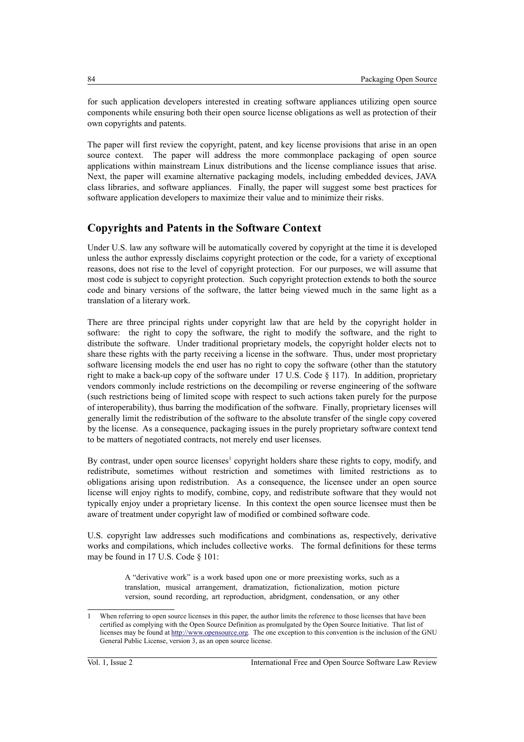for such application developers interested in creating software appliances utilizing open source components while ensuring both their open source license obligations as well as protection of their own copyrights and patents.

The paper will first review the copyright, patent, and key license provisions that arise in an open source context. The paper will address the more commonplace packaging of open source applications within mainstream Linux distributions and the license compliance issues that arise. Next, the paper will examine alternative packaging models, including embedded devices, JAVA class libraries, and software appliances. Finally, the paper will suggest some best practices for software application developers to maximize their value and to minimize their risks.

## Copyrights and Patents in the Software Context

Under U.S. law any software will be automatically covered by copyright at the time it is developed unless the author expressly disclaims copyright protection or the code, for a variety of exceptional reasons, does not rise to the level of copyright protection. For our purposes, we will assume that most code is subject to copyright protection. Such copyright protection extends to both the source code and binary versions of the software, the latter being viewed much in the same light as a translation of a literary work.

There are three principal rights under copyright law that are held by the copyright holder in software: the right to copy the software, the right to modify the software, and the right to distribute the software. Under traditional proprietary models, the copyright holder elects not to share these rights with the party receiving a license in the software. Thus, under most proprietary software licensing models the end user has no right to copy the software (other than the statutory right to make a back-up copy of the software under 17 U.S. Code § 117). In addition, proprietary vendors commonly include restrictions on the decompiling or reverse engineering of the software (such restrictions being of limited scope with respect to such actions taken purely for the purpose of interoperability), thus barring the modification of the software. Finally, proprietary licenses will generally limit the redistribution of the software to the absolute transfer of the single copy covered by the license. As a consequence, packaging issues in the purely proprietary software context tend to be matters of negotiated contracts, not merely end user licenses.

By contrast, under open source licenses[1] copyright holders share these rights to copy, modify, and redistribute, sometimes without restriction and sometimes with limited restrictions as to obligations arising upon redistribution. As a consequence, the licensee under an open source license will enjoy rights to modify, combine, copy, and redistribute software that they would not typically enjoy under a proprietary license. In this context the open source licensee must then be aware of treatment under copyright law of modified or combined software code.

U.S. copyright law addresses such modifications and combinations as, respectively, derivative works and compilations, which includes collective works. The formal definitions for these terms may be found in 17 U.S. Code § 101:

> A "derivative work" is a work based upon one or more preexisting works, such as a translation, musical arrangement, dramatization, fictionalization, motion picture version, sound recording, art reproduction, abridgment, condensation, or any other

---

1 When referring to open source licenses in this paper, the author limits the reference to those licenses that have been certified as complying with the Open Source Definition as promulgated by the Open Source Initiative. That list of licenses may be found at http://www.opensource.org. The one exception to this convention is the inclusion of the GNU General Public License, version 3, as an open source license.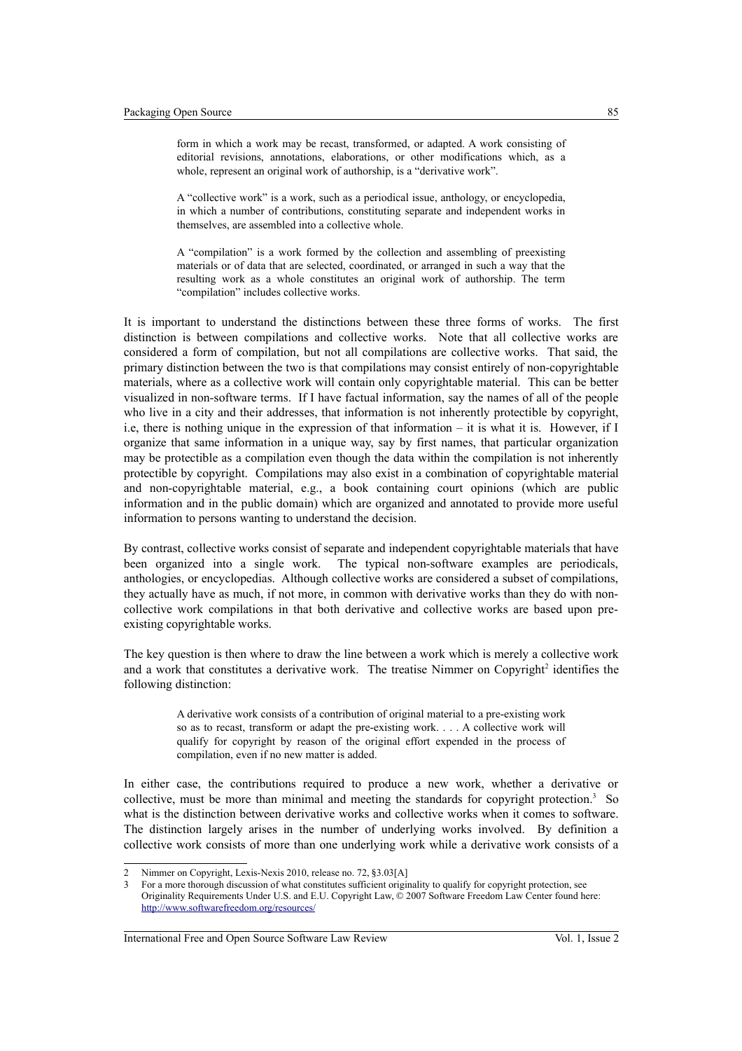> form in which a work may be recast, transformed, or adapted. A work consisting of editorial revisions, annotations, elaborations, or other modifications which, as a whole, represent an original work of authorship, is a "derivative work".
>
> A "collective work" is a work, such as a periodical issue, anthology, or encyclopedia, in which a number of contributions, constituting separate and independent works in themselves, are assembled into a collective whole.
>
> A "compilation" is a work formed by the collection and assembling of preexisting materials or of data that are selected, coordinated, or arranged in such a way that the resulting work as a whole constitutes an original work of authorship. The term "compilation" includes collective works.

It is important to understand the distinctions between these three forms of works. The first distinction is between compilations and collective works. Note that all collective works are considered a form of compilation, but not all compilations are collective works. That said, the primary distinction between the two is that compilations may consist entirely of non-copyrightable materials, where as a collective work will contain only copyrightable material. This can be better visualized in non-software terms. If I have factual information, say the names of all of the people who live in a city and their addresses, that information is not inherently protectible by copyright, i.e, there is nothing unique in the expression of that information – it is what it is. However, if I organize that same information in a unique way, say by first names, that particular organization may be protectible as a compilation even though the data within the compilation is not inherently protectible by copyright. Compilations may also exist in a combination of copyrightable material and non-copyrightable material, e.g., a book containing court opinions (which are public information and in the public domain) which are organized and annotated to provide more useful information to persons wanting to understand the decision.

By contrast, collective works consist of separate and independent copyrightable materials that have been organized into a single work. The typical non-software examples are periodicals, anthologies, or encyclopedias. Although collective works are considered a subset of compilations, they actually have as much, if not more, in common with derivative works than they do with non-collective work compilations in that both derivative and collective works are based upon pre-existing copyrightable works.

The key question is then where to draw the line between a work which is merely a collective work and a work that constitutes a derivative work. The treatise Nimmer on Copyright[2] identifies the following distinction:

> A derivative work consists of a contribution of original material to a pre-existing work so as to recast, transform or adapt the pre-existing work. . . . A collective work will qualify for copyright by reason of the original effort expended in the process of compilation, even if no new matter is added.

In either case, the contributions required to produce a new work, whether a derivative or collective, must be more than minimal and meeting the standards for copyright protection.[3] So what is the distinction between derivative works and collective works when it comes to software. The distinction largely arises in the number of underlying works involved. By definition a collective work consists of more than one underlying work while a derivative work consists of a

---

2 Nimmer on Copyright, Lexis-Nexis 2010, release no. 72, §3.03[A]

3 For a more thorough discussion of what constitutes sufficient originality to qualify for copyright protection, see Originality Requirements Under U.S. and E.U. Copyright Law, © 2007 Software Freedom Law Center found here: http://www.softwarefreedom.org/resources/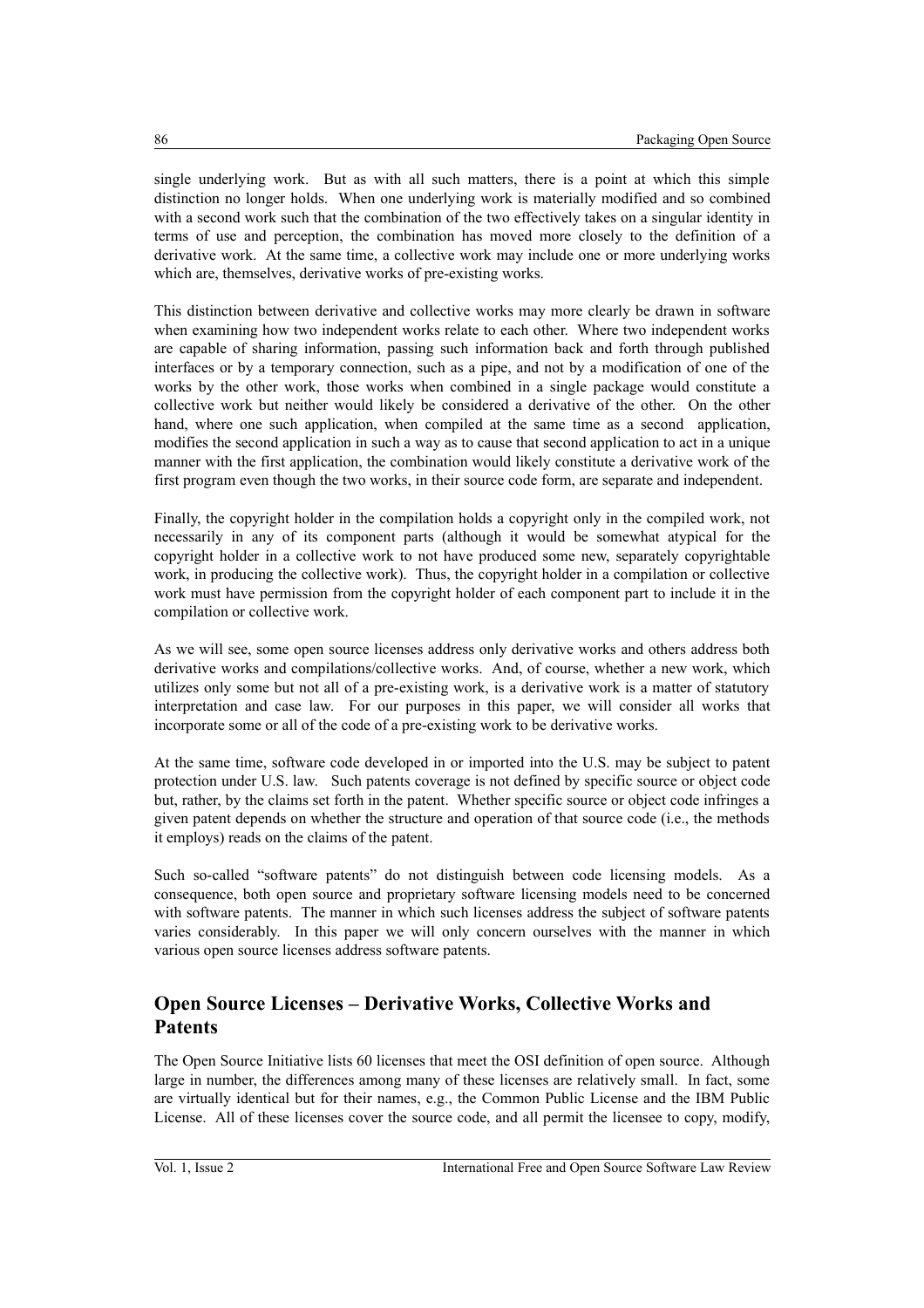single underlying work. But as with all such matters, there is a point at which this simple distinction no longer holds. When one underlying work is materially modified and so combined with a second work such that the combination of the two effectively takes on a singular identity in terms of use and perception, the combination has moved more closely to the definition of a derivative work. At the same time, a collective work may include one or more underlying works which are, themselves, derivative works of pre-existing works.

This distinction between derivative and collective works may more clearly be drawn in software when examining how two independent works relate to each other. Where two independent works are capable of sharing information, passing such information back and forth through published interfaces or by a temporary connection, such as a pipe, and not by a modification of one of the works by the other work, those works when combined in a single package would constitute a collective work but neither would likely be considered a derivative of the other. On the other hand, where one such application, when compiled at the same time as a second application, modifies the second application in such a way as to cause that second application to act in a unique manner with the first application, the combination would likely constitute a derivative work of the first program even though the two works, in their source code form, are separate and independent.

Finally, the copyright holder in the compilation holds a copyright only in the compiled work, not necessarily in any of its component parts (although it would be somewhat atypical for the copyright holder in a collective work to not have produced some new, separately copyrightable work, in producing the collective work). Thus, the copyright holder in a compilation or collective work must have permission from the copyright holder of each component part to include it in the compilation or collective work.

As we will see, some open source licenses address only derivative works and others address both derivative works and compilations/collective works. And, of course, whether a new work, which utilizes only some but not all of a pre-existing work, is a derivative work is a matter of statutory interpretation and case law. For our purposes in this paper, we will consider all works that incorporate some or all of the code of a pre-existing work to be derivative works.

At the same time, software code developed in or imported into the U.S. may be subject to patent protection under U.S. law. Such patents coverage is not defined by specific source or object code but, rather, by the claims set forth in the patent. Whether specific source or object code infringes a given patent depends on whether the structure and operation of that source code (i.e., the methods it employs) reads on the claims of the patent.

Such so-called "software patents" do not distinguish between code licensing models. As a consequence, both open source and proprietary software licensing models need to be concerned with software patents. The manner in which such licenses address the subject of software patents varies considerably. In this paper we will only concern ourselves with the manner in which various open source licenses address software patents.

## Open Source Licenses – Derivative Works, Collective Works and Patents

The Open Source Initiative lists 60 licenses that meet the OSI definition of open source. Although large in number, the differences among many of these licenses are relatively small. In fact, some are virtually identical but for their names, e.g., the Common Public License and the IBM Public License. All of these licenses cover the source code, and all permit the licensee to copy, modify,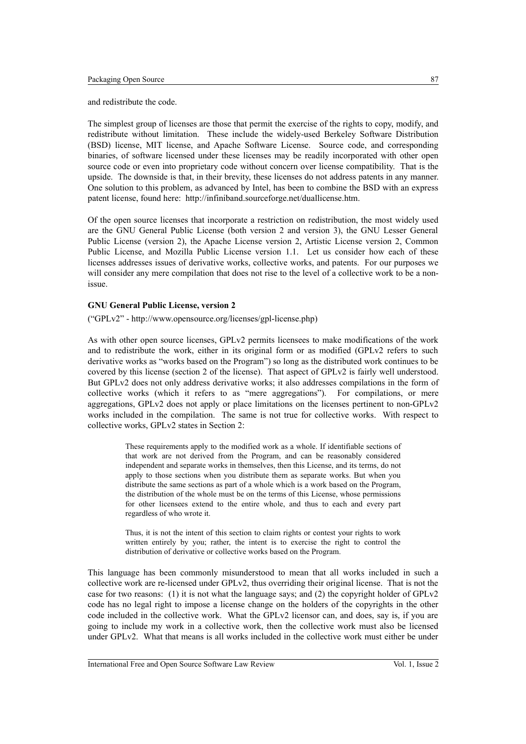and redistribute the code.

The simplest group of licenses are those that permit the exercise of the rights to copy, modify, and redistribute without limitation. These include the widely-used Berkeley Software Distribution (BSD) license, MIT license, and Apache Software License. Source code, and corresponding binaries, of software licensed under these licenses may be readily incorporated with other open source code or even into proprietary code without concern over license compatibility. That is the upside. The downside is that, in their brevity, these licenses do not address patents in any manner. One solution to this problem, as advanced by Intel, has been to combine the BSD with an express patent license, found here: http://infiniband.sourceforge.net/duallicense.htm.

Of the open source licenses that incorporate a restriction on redistribution, the most widely used are the GNU General Public License (both version 2 and version 3), the GNU Lesser General Public License (version 2), the Apache License version 2, Artistic License version 2, Common Public License, and Mozilla Public License version 1.1. Let us consider how each of these licenses addresses issues of derivative works, collective works, and patents. For our purposes we will consider any mere compilation that does not rise to the level of a collective work to be a non-issue.

**GNU General Public License, version 2**

("GPLv2" - http://www.opensource.org/licenses/gpl-license.php)

As with other open source licenses, GPLv2 permits licensees to make modifications of the work and to redistribute the work, either in its original form or as modified (GPLv2 refers to such derivative works as "works based on the Program") so long as the distributed work continues to be covered by this license (section 2 of the license). That aspect of GPLv2 is fairly well understood. But GPLv2 does not only address derivative works; it also addresses compilations in the form of collective works (which it refers to as "mere aggregations"). For compilations, or mere aggregations, GPLv2 does not apply or place limitations on the licenses pertinent to non-GPLv2 works included in the compilation. The same is not true for collective works. With respect to collective works, GPLv2 states in Section 2:

> These requirements apply to the modified work as a whole. If identifiable sections of that work are not derived from the Program, and can be reasonably considered independent and separate works in themselves, then this License, and its terms, do not apply to those sections when you distribute them as separate works. But when you distribute the same sections as part of a whole which is a work based on the Program, the distribution of the whole must be on the terms of this License, whose permissions for other licensees extend to the entire whole, and thus to each and every part regardless of who wrote it.
>
> Thus, it is not the intent of this section to claim rights or contest your rights to work written entirely by you; rather, the intent is to exercise the right to control the distribution of derivative or collective works based on the Program.

This language has been commonly misunderstood to mean that all works included in such a collective work are re-licensed under GPLv2, thus overriding their original license. That is not the case for two reasons: (1) it is not what the language says; and (2) the copyright holder of GPLv2 code has no legal right to impose a license change on the holders of the copyrights in the other code included in the collective work. What the GPLv2 licensor can, and does, say is, if you are going to include my work in a collective work, then the collective work must also be licensed under GPLv2. What that means is all works included in the collective work must either be under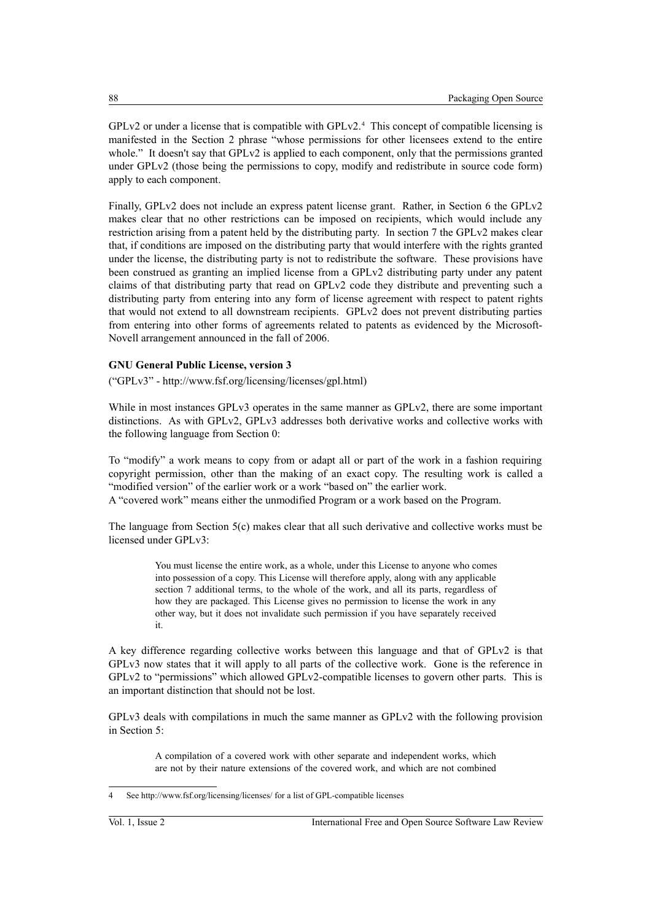GPLv2 or under a license that is compatible with GPLv2.[4] This concept of compatible licensing is manifested in the Section 2 phrase "whose permissions for other licensees extend to the entire whole." It doesn't say that GPLv2 is applied to each component, only that the permissions granted under GPLv2 (those being the permissions to copy, modify and redistribute in source code form) apply to each component.

Finally, GPLv2 does not include an express patent license grant. Rather, in Section 6 the GPLv2 makes clear that no other restrictions can be imposed on recipients, which would include any restriction arising from a patent held by the distributing party. In section 7 the GPLv2 makes clear that, if conditions are imposed on the distributing party that would interfere with the rights granted under the license, the distributing party is not to redistribute the software. These provisions have been construed as granting an implied license from a GPLv2 distributing party under any patent claims of that distributing party that read on GPLv2 code they distribute and preventing such a distributing party from entering into any form of license agreement with respect to patent rights that would not extend to all downstream recipients. GPLv2 does not prevent distributing parties from entering into other forms of agreements related to patents as evidenced by the Microsoft-Novell arrangement announced in the fall of 2006.

**GNU General Public License, version 3**

("GPLv3" - http://www.fsf.org/licensing/licenses/gpl.html)

While in most instances GPLv3 operates in the same manner as GPLv2, there are some important distinctions. As with GPLv2, GPLv3 addresses both derivative works and collective works with the following language from Section 0:

To "modify" a work means to copy from or adapt all or part of the work in a fashion requiring copyright permission, other than the making of an exact copy. The resulting work is called a "modified version" of the earlier work or a work "based on" the earlier work.
A "covered work" means either the unmodified Program or a work based on the Program.

The language from Section 5(c) makes clear that all such derivative and collective works must be licensed under GPLv3:

> You must license the entire work, as a whole, under this License to anyone who comes into possession of a copy. This License will therefore apply, along with any applicable section 7 additional terms, to the whole of the work, and all its parts, regardless of how they are packaged. This License gives no permission to license the work in any other way, but it does not invalidate such permission if you have separately received it.

A key difference regarding collective works between this language and that of GPLv2 is that GPLv3 now states that it will apply to all parts of the collective work. Gone is the reference in GPLv2 to "permissions" which allowed GPLv2-compatible licenses to govern other parts. This is an important distinction that should not be lost.

GPLv3 deals with compilations in much the same manner as GPLv2 with the following provision in Section 5:

> A compilation of a covered work with other separate and independent works, which are not by their nature extensions of the covered work, and which are not combined

[4] See http://www.fsf.org/licensing/licenses/ for a list of GPL-compatible licenses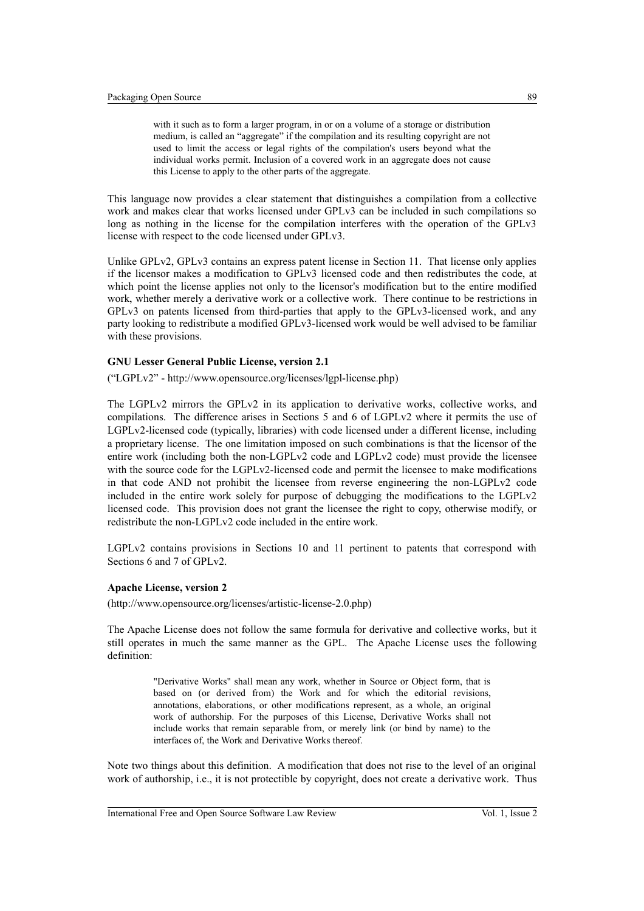> with it such as to form a larger program, in or on a volume of a storage or distribution medium, is called an "aggregate" if the compilation and its resulting copyright are not used to limit the access or legal rights of the compilation's users beyond what the individual works permit. Inclusion of a covered work in an aggregate does not cause this License to apply to the other parts of the aggregate.

This language now provides a clear statement that distinguishes a compilation from a collective work and makes clear that works licensed under GPLv3 can be included in such compilations so long as nothing in the license for the compilation interferes with the operation of the GPLv3 license with respect to the code licensed under GPLv3.

Unlike GPLv2, GPLv3 contains an express patent license in Section 11. That license only applies if the licensor makes a modification to GPLv3 licensed code and then redistributes the code, at which point the license applies not only to the licensor's modification but to the entire modified work, whether merely a derivative work or a collective work. There continue to be restrictions in GPLv3 on patents licensed from third-parties that apply to the GPLv3-licensed work, and any party looking to redistribute a modified GPLv3-licensed work would be well advised to be familiar with these provisions.

**GNU Lesser General Public License, version 2.1**

("LGPLv2" - http://www.opensource.org/licenses/lgpl-license.php)

The LGPLv2 mirrors the GPLv2 in its application to derivative works, collective works, and compilations. The difference arises in Sections 5 and 6 of LGPLv2 where it permits the use of LGPLv2-licensed code (typically, libraries) with code licensed under a different license, including a proprietary license. The one limitation imposed on such combinations is that the licensor of the entire work (including both the non-LGPLv2 code and LGPLv2 code) must provide the licensee with the source code for the LGPLv2-licensed code and permit the licensee to make modifications in that code AND not prohibit the licensee from reverse engineering the non-LGPLv2 code included in the entire work solely for purpose of debugging the modifications to the LGPLv2 licensed code. This provision does not grant the licensee the right to copy, otherwise modify, or redistribute the non-LGPLv2 code included in the entire work.

LGPLv2 contains provisions in Sections 10 and 11 pertinent to patents that correspond with Sections 6 and 7 of GPLv2.

**Apache License, version 2**

(http://www.opensource.org/licenses/artistic-license-2.0.php)

The Apache License does not follow the same formula for derivative and collective works, but it still operates in much the same manner as the GPL. The Apache License uses the following definition:

> "Derivative Works" shall mean any work, whether in Source or Object form, that is based on (or derived from) the Work and for which the editorial revisions, annotations, elaborations, or other modifications represent, as a whole, an original work of authorship. For the purposes of this License, Derivative Works shall not include works that remain separable from, or merely link (or bind by name) to the interfaces of, the Work and Derivative Works thereof.

Note two things about this definition. A modification that does not rise to the level of an original work of authorship, i.e., it is not protectible by copyright, does not create a derivative work. Thus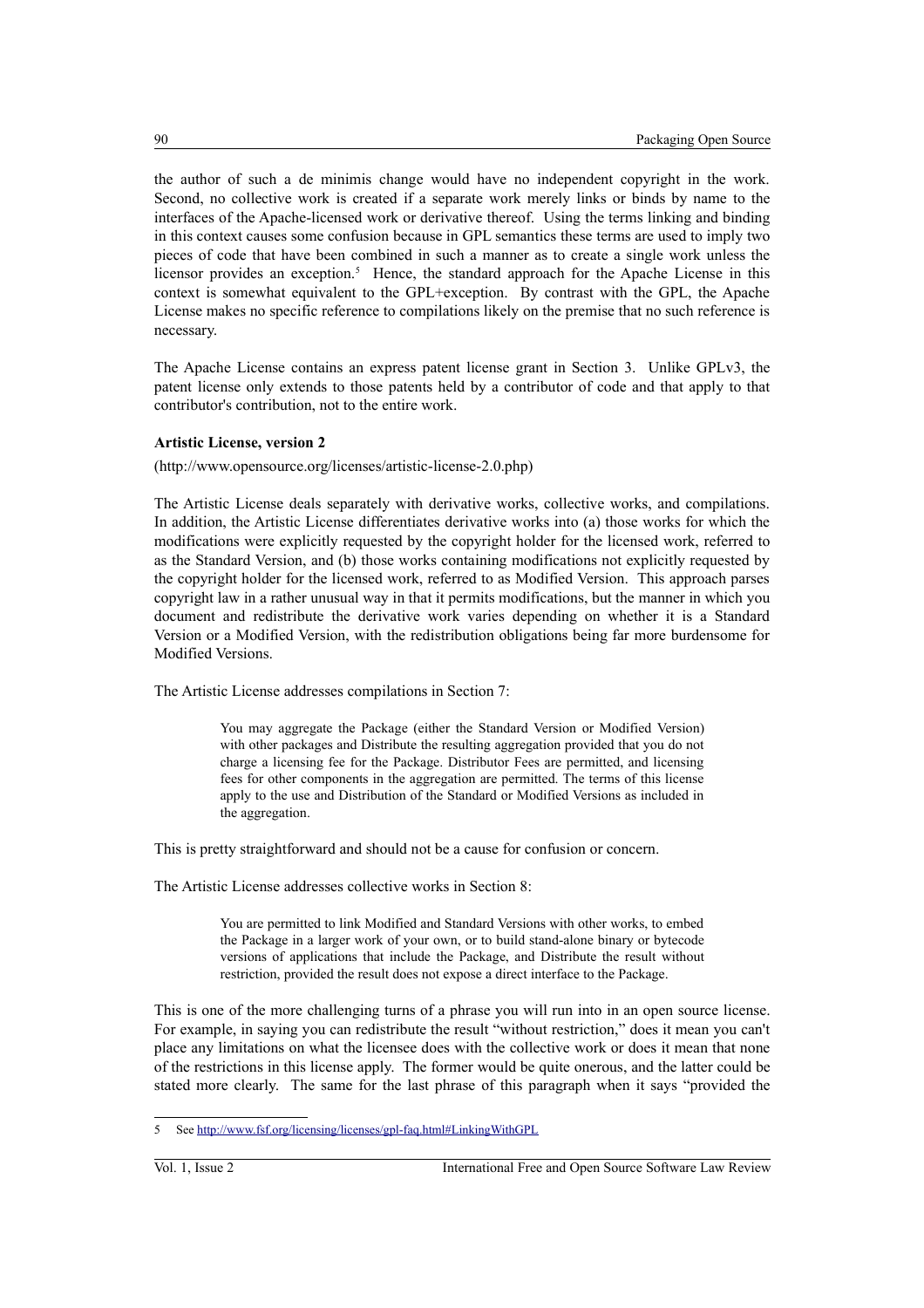the author of such a de minimis change would have no independent copyright in the work. Second, no collective work is created if a separate work merely links or binds by name to the interfaces of the Apache-licensed work or derivative thereof. Using the terms linking and binding in this context causes some confusion because in GPL semantics these terms are used to imply two pieces of code that have been combined in such a manner as to create a single work unless the licensor provides an exception.[5] Hence, the standard approach for the Apache License in this context is somewhat equivalent to the GPL+exception. By contrast with the GPL, the Apache License makes no specific reference to compilations likely on the premise that no such reference is necessary.

The Apache License contains an express patent license grant in Section 3. Unlike GPLv3, the patent license only extends to those patents held by a contributor of code and that apply to that contributor's contribution, not to the entire work.

**Artistic License, version 2**

(http://www.opensource.org/licenses/artistic-license-2.0.php)

The Artistic License deals separately with derivative works, collective works, and compilations. In addition, the Artistic License differentiates derivative works into (a) those works for which the modifications were explicitly requested by the copyright holder for the licensed work, referred to as the Standard Version, and (b) those works containing modifications not explicitly requested by the copyright holder for the licensed work, referred to as Modified Version. This approach parses copyright law in a rather unusual way in that it permits modifications, but the manner in which you document and redistribute the derivative work varies depending on whether it is a Standard Version or a Modified Version, with the redistribution obligations being far more burdensome for Modified Versions.

The Artistic License addresses compilations in Section 7:

> You may aggregate the Package (either the Standard Version or Modified Version) with other packages and Distribute the resulting aggregation provided that you do not charge a licensing fee for the Package. Distributor Fees are permitted, and licensing fees for other components in the aggregation are permitted. The terms of this license apply to the use and Distribution of the Standard or Modified Versions as included in the aggregation.

This is pretty straightforward and should not be a cause for confusion or concern.

The Artistic License addresses collective works in Section 8:

> You are permitted to link Modified and Standard Versions with other works, to embed the Package in a larger work of your own, or to build stand-alone binary or bytecode versions of applications that include the Package, and Distribute the result without restriction, provided the result does not expose a direct interface to the Package.

This is one of the more challenging turns of a phrase you will run into in an open source license. For example, in saying you can redistribute the result "without restriction," does it mean you can't place any limitations on what the licensee does with the collective work or does it mean that none of the restrictions in this license apply. The former would be quite onerous, and the latter could be stated more clearly. The same for the last phrase of this paragraph when it says "provided the

---

5 See http://www.fsf.org/licensing/licenses/gpl-faq.html#LinkingWithGPL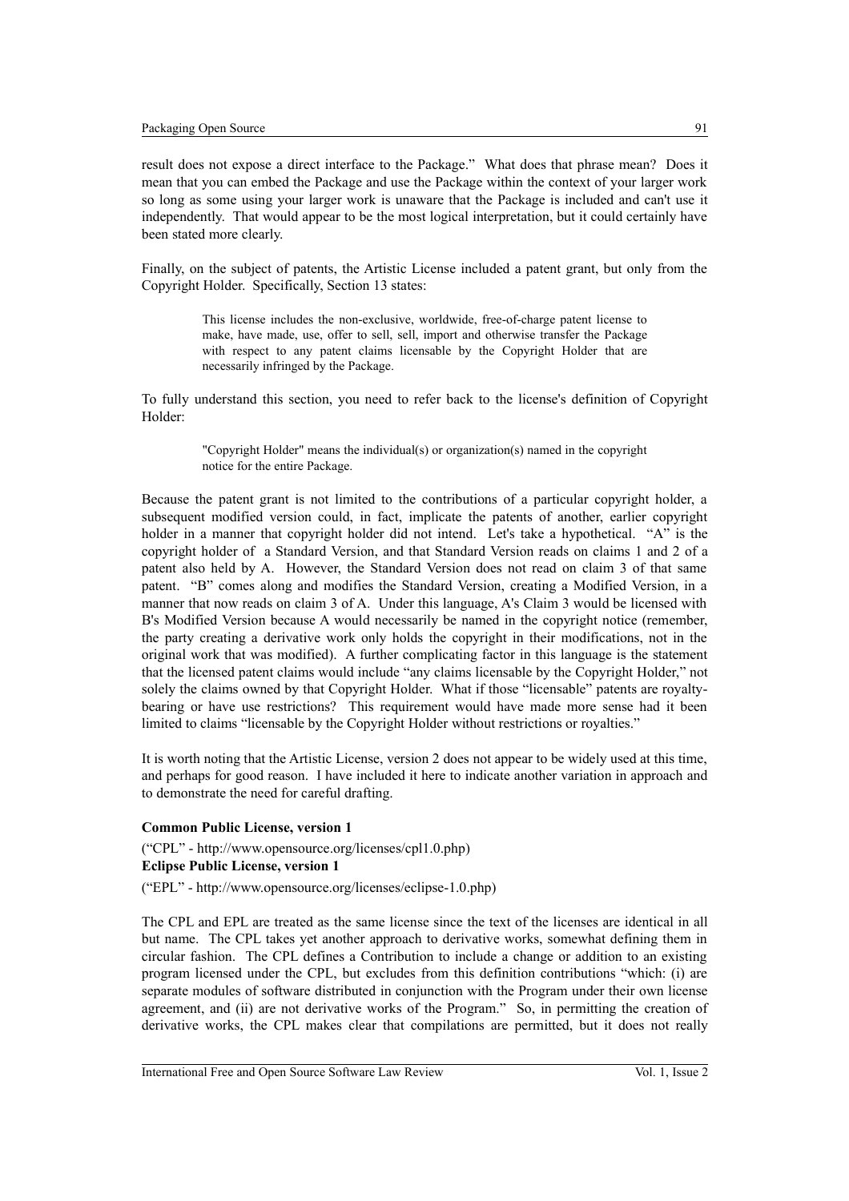result does not expose a direct interface to the Package." What does that phrase mean? Does it mean that you can embed the Package and use the Package within the context of your larger work so long as some using your larger work is unaware that the Package is included and can't use it independently. That would appear to be the most logical interpretation, but it could certainly have been stated more clearly.

Finally, on the subject of patents, the Artistic License included a patent grant, but only from the Copyright Holder. Specifically, Section 13 states:

> This license includes the non-exclusive, worldwide, free-of-charge patent license to make, have made, use, offer to sell, sell, import and otherwise transfer the Package with respect to any patent claims licensable by the Copyright Holder that are necessarily infringed by the Package.

To fully understand this section, you need to refer back to the license's definition of Copyright Holder:

> "Copyright Holder" means the individual(s) or organization(s) named in the copyright notice for the entire Package.

Because the patent grant is not limited to the contributions of a particular copyright holder, a subsequent modified version could, in fact, implicate the patents of another, earlier copyright holder in a manner that copyright holder did not intend. Let's take a hypothetical. "A" is the copyright holder of a Standard Version, and that Standard Version reads on claims 1 and 2 of a patent also held by A. However, the Standard Version does not read on claim 3 of that same patent. "B" comes along and modifies the Standard Version, creating a Modified Version, in a manner that now reads on claim 3 of A. Under this language, A's Claim 3 would be licensed with B's Modified Version because A would necessarily be named in the copyright notice (remember, the party creating a derivative work only holds the copyright in their modifications, not in the original work that was modified). A further complicating factor in this language is the statement that the licensed patent claims would include "any claims licensable by the Copyright Holder," not solely the claims owned by that Copyright Holder. What if those "licensable" patents are royalty-bearing or have use restrictions? This requirement would have made more sense had it been limited to claims "licensable by the Copyright Holder without restrictions or royalties."

It is worth noting that the Artistic License, version 2 does not appear to be widely used at this time, and perhaps for good reason. I have included it here to indicate another variation in approach and to demonstrate the need for careful drafting.

**Common Public License, version 1**

("CPL" - http://www.opensource.org/licenses/cpl1.0.php)

**Eclipse Public License, version 1**

("EPL" - http://www.opensource.org/licenses/eclipse-1.0.php)

The CPL and EPL are treated as the same license since the text of the licenses are identical in all but name. The CPL takes yet another approach to derivative works, somewhat defining them in circular fashion. The CPL defines a Contribution to include a change or addition to an existing program licensed under the CPL, but excludes from this definition contributions "which: (i) are separate modules of software distributed in conjunction with the Program under their own license agreement, and (ii) are not derivative works of the Program." So, in permitting the creation of derivative works, the CPL makes clear that compilations are permitted, but it does not really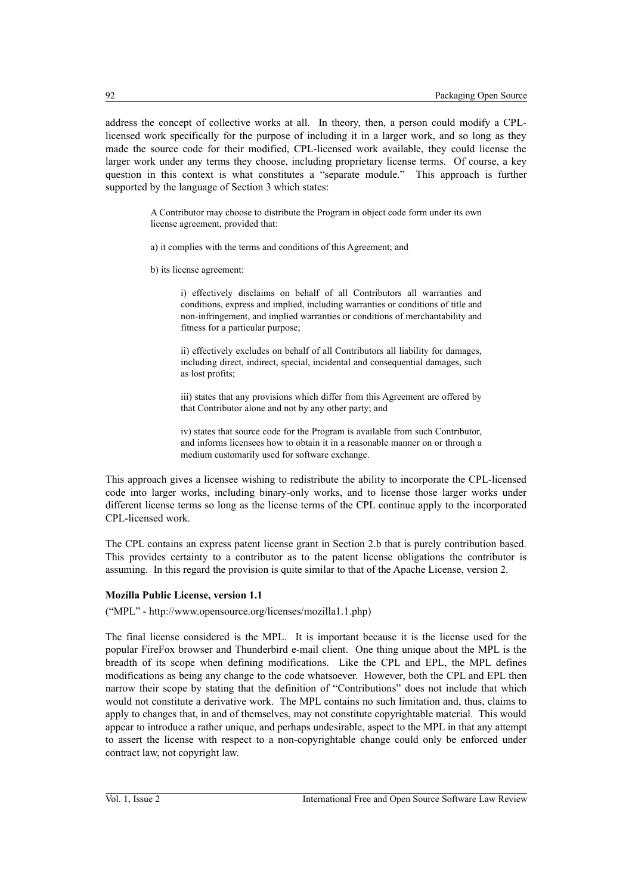address the concept of collective works at all. In theory, then, a person could modify a CPL-licensed work specifically for the purpose of including it in a larger work, and so long as they made the source code for their modified, CPL-licensed work available, they could license the larger work under any terms they choose, including proprietary license terms. Of course, a key question in this context is what constitutes a "separate module." This approach is further supported by the language of Section 3 which states:

> A Contributor may choose to distribute the Program in object code form under its own license agreement, provided that:
>
> a) it complies with the terms and conditions of this Agreement; and
>
> b) its license agreement:
>
> > i) effectively disclaims on behalf of all Contributors all warranties and conditions, express and implied, including warranties or conditions of title and non-infringement, and implied warranties or conditions of merchantability and fitness for a particular purpose;
> >
> > ii) effectively excludes on behalf of all Contributors all liability for damages, including direct, indirect, special, incidental and consequential damages, such as lost profits;
> >
> > iii) states that any provisions which differ from this Agreement are offered by that Contributor alone and not by any other party; and
> >
> > iv) states that source code for the Program is available from such Contributor, and informs licensees how to obtain it in a reasonable manner on or through a medium customarily used for software exchange.

This approach gives a licensee wishing to redistribute the ability to incorporate the CPL-licensed code into larger works, including binary-only works, and to license those larger works under different license terms so long as the license terms of the CPL continue apply to the incorporated CPL-licensed work.

The CPL contains an express patent license grant in Section 2.b that is purely contribution based. This provides certainty to a contributor as to the patent license obligations the contributor is assuming. In this regard the provision is quite similar to that of the Apache License, version 2.

**Mozilla Public License, version 1.1**

("MPL" - http://www.opensource.org/licenses/mozilla1.1.php)

The final license considered is the MPL. It is important because it is the license used for the popular FireFox browser and Thunderbird e-mail client. One thing unique about the MPL is the breadth of its scope when defining modifications. Like the CPL and EPL, the MPL defines modifications as being any change to the code whatsoever. However, both the CPL and EPL then narrow their scope by stating that the definition of "Contributions" does not include that which would not constitute a derivative work. The MPL contains no such limitation and, thus, claims to apply to changes that, in and of themselves, may not constitute copyrightable material. This would appear to introduce a rather unique, and perhaps undesirable, aspect to the MPL in that any attempt to assert the license with respect to a non-copyrightable change could only be enforced under contract law, not copyright law.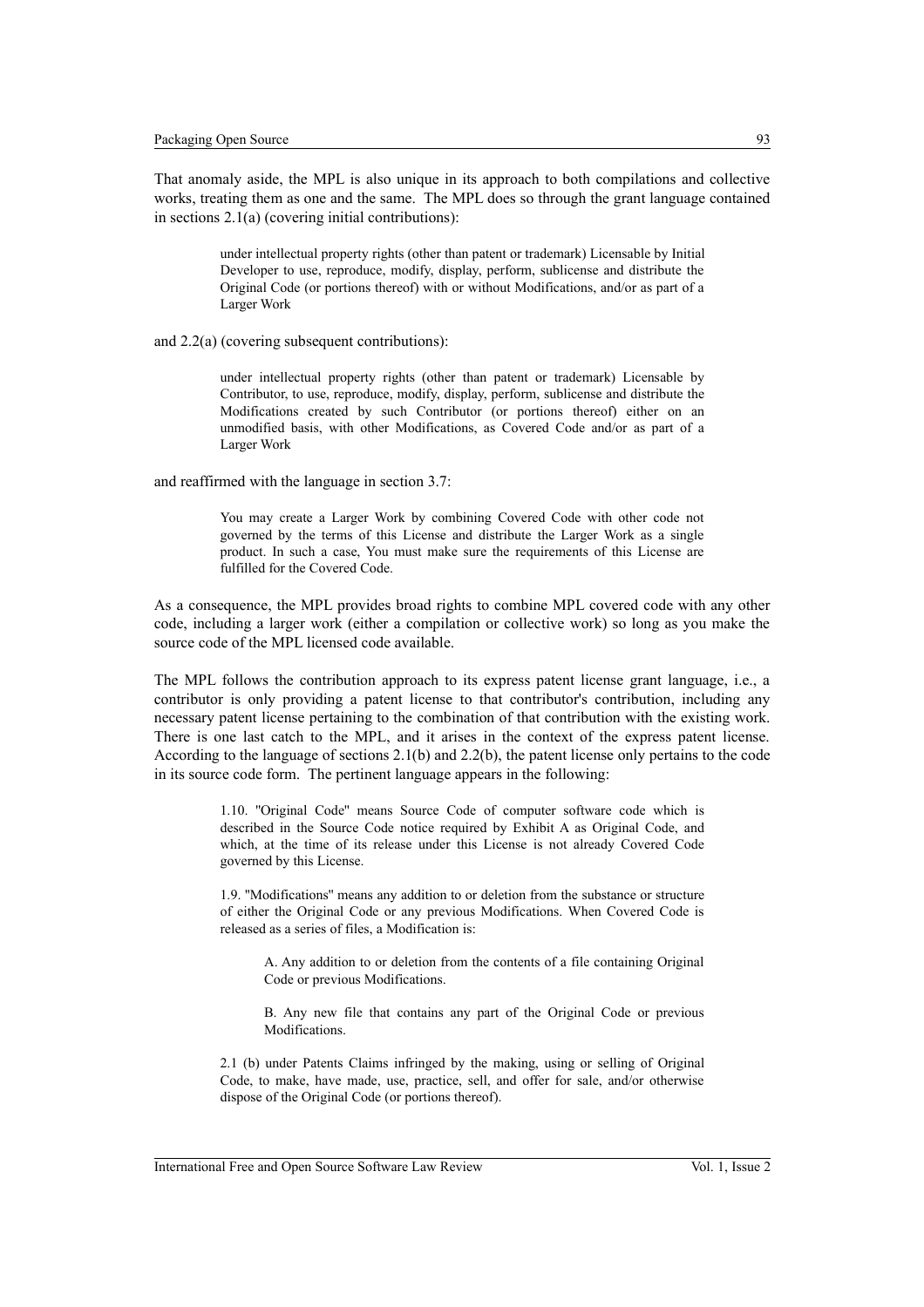That anomaly aside, the MPL is also unique in its approach to both compilations and collective works, treating them as one and the same. The MPL does so through the grant language contained in sections 2.1(a) (covering initial contributions):

> under intellectual property rights (other than patent or trademark) Licensable by Initial Developer to use, reproduce, modify, display, perform, sublicense and distribute the Original Code (or portions thereof) with or without Modifications, and/or as part of a Larger Work

and 2.2(a) (covering subsequent contributions):

> under intellectual property rights (other than patent or trademark) Licensable by Contributor, to use, reproduce, modify, display, perform, sublicense and distribute the Modifications created by such Contributor (or portions thereof) either on an unmodified basis, with other Modifications, as Covered Code and/or as part of a Larger Work

and reaffirmed with the language in section 3.7:

> You may create a Larger Work by combining Covered Code with other code not governed by the terms of this License and distribute the Larger Work as a single product. In such a case, You must make sure the requirements of this License are fulfilled for the Covered Code.

As a consequence, the MPL provides broad rights to combine MPL covered code with any other code, including a larger work (either a compilation or collective work) so long as you make the source code of the MPL licensed code available.

The MPL follows the contribution approach to its express patent license grant language, i.e., a contributor is only providing a patent license to that contributor's contribution, including any necessary patent license pertaining to the combination of that contribution with the existing work. There is one last catch to the MPL, and it arises in the context of the express patent license. According to the language of sections 2.1(b) and 2.2(b), the patent license only pertains to the code in its source code form. The pertinent language appears in the following:

> 1.10. "Original Code" means Source Code of computer software code which is described in the Source Code notice required by Exhibit A as Original Code, and which, at the time of its release under this License is not already Covered Code governed by this License.
>
> 1.9. "Modifications" means any addition to or deletion from the substance or structure of either the Original Code or any previous Modifications. When Covered Code is released as a series of files, a Modification is:
>
> > A. Any addition to or deletion from the contents of a file containing Original Code or previous Modifications.
> >
> > B. Any new file that contains any part of the Original Code or previous Modifications.
>
> 2.1 (b) under Patents Claims infringed by the making, using or selling of Original Code, to make, have made, use, practice, sell, and offer for sale, and/or otherwise dispose of the Original Code (or portions thereof).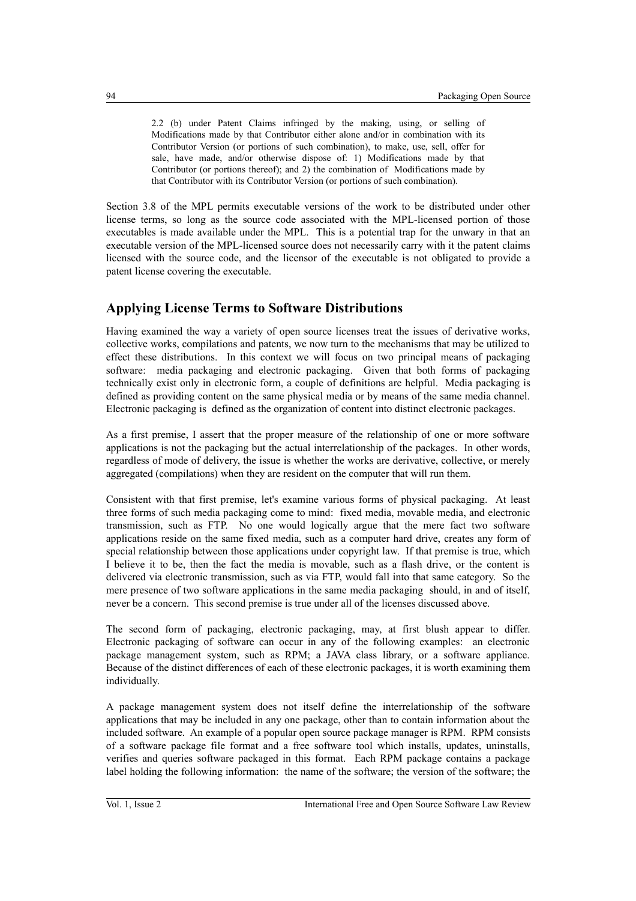> 2.2 (b) under Patent Claims infringed by the making, using, or selling of Modifications made by that Contributor either alone and/or in combination with its Contributor Version (or portions of such combination), to make, use, sell, offer for sale, have made, and/or otherwise dispose of: 1) Modifications made by that Contributor (or portions thereof); and 2) the combination of Modifications made by that Contributor with its Contributor Version (or portions of such combination).

Section 3.8 of the MPL permits executable versions of the work to be distributed under other license terms, so long as the source code associated with the MPL-licensed portion of those executables is made available under the MPL. This is a potential trap for the unwary in that an executable version of the MPL-licensed source does not necessarily carry with it the patent claims licensed with the source code, and the licensor of the executable is not obligated to provide a patent license covering the executable.

## Applying License Terms to Software Distributions

Having examined the way a variety of open source licenses treat the issues of derivative works, collective works, compilations and patents, we now turn to the mechanisms that may be utilized to effect these distributions. In this context we will focus on two principal means of packaging software: media packaging and electronic packaging. Given that both forms of packaging technically exist only in electronic form, a couple of definitions are helpful. Media packaging is defined as providing content on the same physical media or by means of the same media channel. Electronic packaging is defined as the organization of content into distinct electronic packages.

As a first premise, I assert that the proper measure of the relationship of one or more software applications is not the packaging but the actual interrelationship of the packages. In other words, regardless of mode of delivery, the issue is whether the works are derivative, collective, or merely aggregated (compilations) when they are resident on the computer that will run them.

Consistent with that first premise, let's examine various forms of physical packaging. At least three forms of such media packaging come to mind: fixed media, movable media, and electronic transmission, such as FTP. No one would logically argue that the mere fact two software applications reside on the same fixed media, such as a computer hard drive, creates any form of special relationship between those applications under copyright law. If that premise is true, which I believe it to be, then the fact the media is movable, such as a flash drive, or the content is delivered via electronic transmission, such as via FTP, would fall into that same category. So the mere presence of two software applications in the same media packaging should, in and of itself, never be a concern. This second premise is true under all of the licenses discussed above.

The second form of packaging, electronic packaging, may, at first blush appear to differ. Electronic packaging of software can occur in any of the following examples: an electronic package management system, such as RPM; a JAVA class library, or a software appliance. Because of the distinct differences of each of these electronic packages, it is worth examining them individually.

A package management system does not itself define the interrelationship of the software applications that may be included in any one package, other than to contain information about the included software. An example of a popular open source package manager is RPM. RPM consists of a software package file format and a free software tool which installs, updates, uninstalls, verifies and queries software packaged in this format. Each RPM package contains a package label holding the following information: the name of the software; the version of the software; the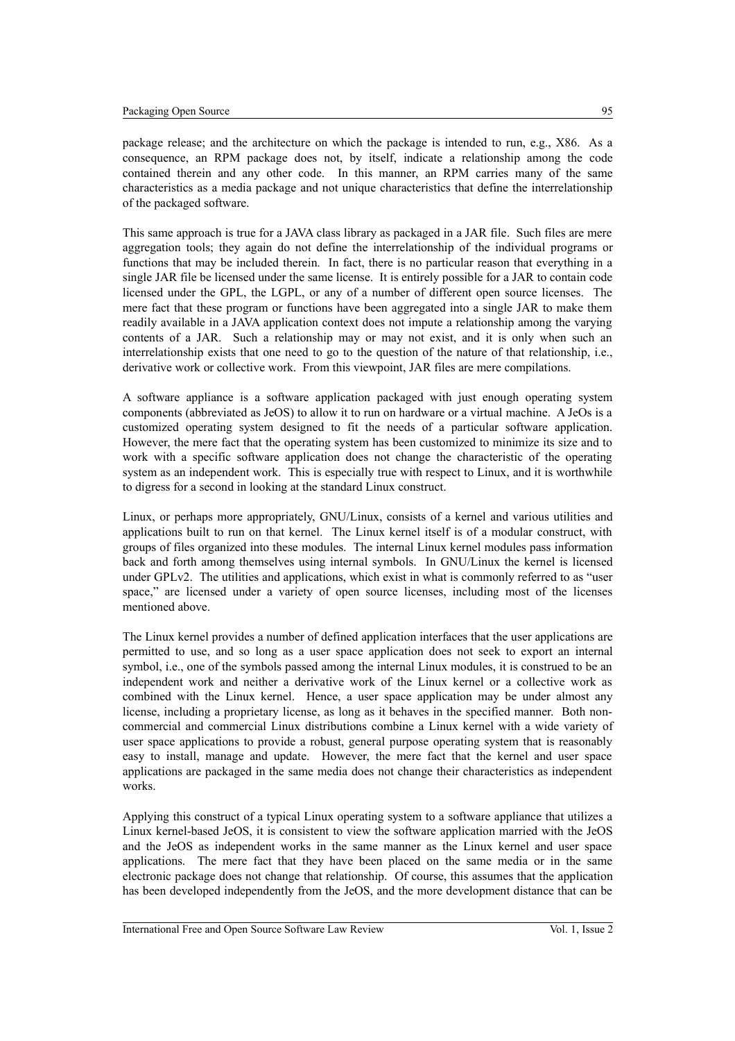package release; and the architecture on which the package is intended to run, e.g., X86. As a consequence, an RPM package does not, by itself, indicate a relationship among the code contained therein and any other code. In this manner, an RPM carries many of the same characteristics as a media package and not unique characteristics that define the interrelationship of the packaged software.

This same approach is true for a JAVA class library as packaged in a JAR file. Such files are mere aggregation tools; they again do not define the interrelationship of the individual programs or functions that may be included therein. In fact, there is no particular reason that everything in a single JAR file be licensed under the same license. It is entirely possible for a JAR to contain code licensed under the GPL, the LGPL, or any of a number of different open source licenses. The mere fact that these program or functions have been aggregated into a single JAR to make them readily available in a JAVA application context does not impute a relationship among the varying contents of a JAR. Such a relationship may or may not exist, and it is only when such an interrelationship exists that one need to go to the question of the nature of that relationship, i.e., derivative work or collective work. From this viewpoint, JAR files are mere compilations.

A software appliance is a software application packaged with just enough operating system components (abbreviated as JeOS) to allow it to run on hardware or a virtual machine. A JeOs is a customized operating system designed to fit the needs of a particular software application. However, the mere fact that the operating system has been customized to minimize its size and to work with a specific software application does not change the characteristic of the operating system as an independent work. This is especially true with respect to Linux, and it is worthwhile to digress for a second in looking at the standard Linux construct.

Linux, or perhaps more appropriately, GNU/Linux, consists of a kernel and various utilities and applications built to run on that kernel. The Linux kernel itself is of a modular construct, with groups of files organized into these modules. The internal Linux kernel modules pass information back and forth among themselves using internal symbols. In GNU/Linux the kernel is licensed under GPLv2. The utilities and applications, which exist in what is commonly referred to as "user space," are licensed under a variety of open source licenses, including most of the licenses mentioned above.

The Linux kernel provides a number of defined application interfaces that the user applications are permitted to use, and so long as a user space application does not seek to export an internal symbol, i.e., one of the symbols passed among the internal Linux modules, it is construed to be an independent work and neither a derivative work of the Linux kernel or a collective work as combined with the Linux kernel. Hence, a user space application may be under almost any license, including a proprietary license, as long as it behaves in the specified manner. Both non-commercial and commercial Linux distributions combine a Linux kernel with a wide variety of user space applications to provide a robust, general purpose operating system that is reasonably easy to install, manage and update. However, the mere fact that the kernel and user space applications are packaged in the same media does not change their characteristics as independent works.

Applying this construct of a typical Linux operating system to a software appliance that utilizes a Linux kernel-based JeOS, it is consistent to view the software application married with the JeOS and the JeOS as independent works in the same manner as the Linux kernel and user space applications. The mere fact that they have been placed on the same media or in the same electronic package does not change that relationship. Of course, this assumes that the application has been developed independently from the JeOS, and the more development distance that can be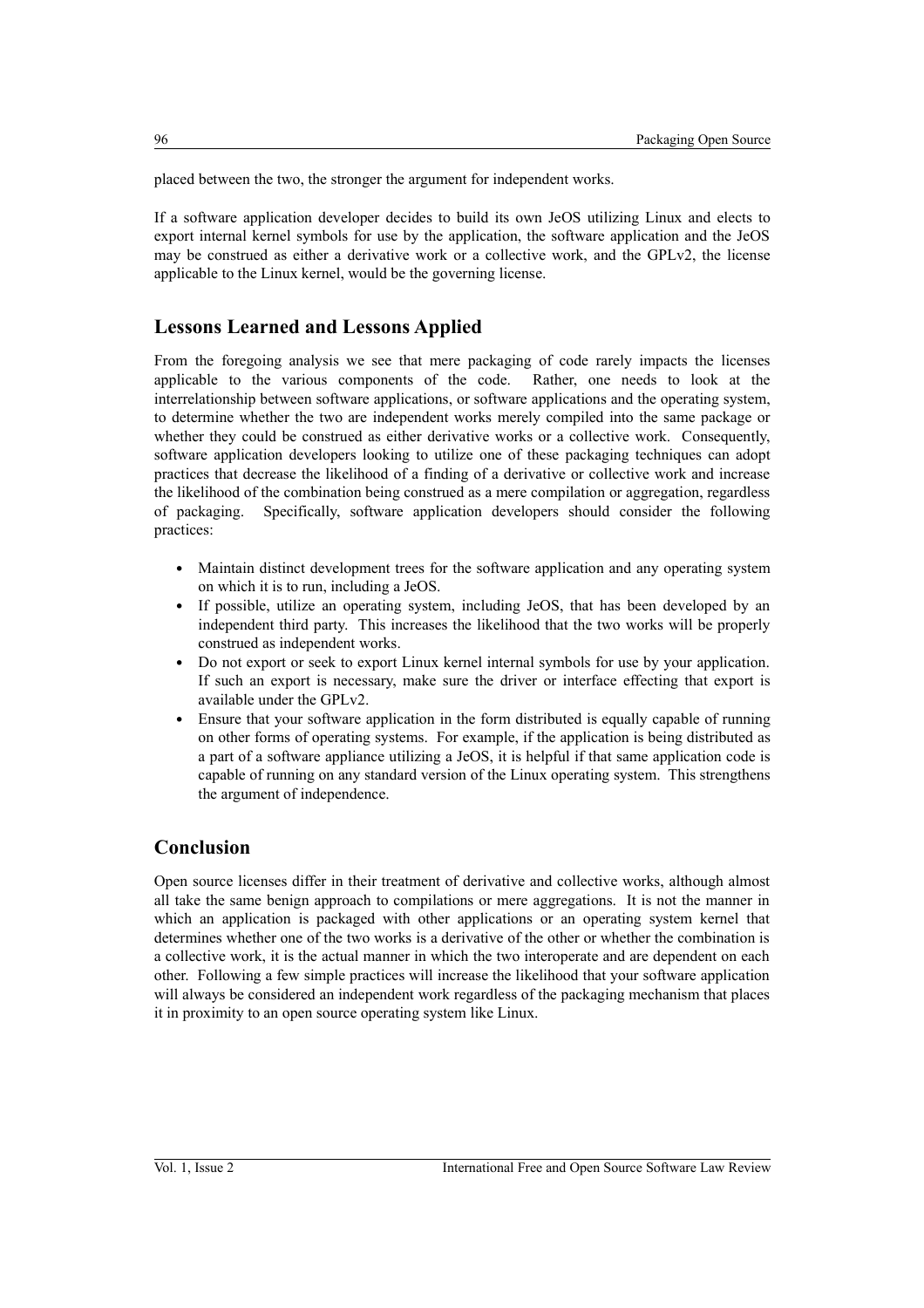placed between the two, the stronger the argument for independent works.

If a software application developer decides to build its own JeOS utilizing Linux and elects to export internal kernel symbols for use by the application, the software application and the JeOS may be construed as either a derivative work or a collective work, and the GPLv2, the license applicable to the Linux kernel, would be the governing license.

## Lessons Learned and Lessons Applied

From the foregoing analysis we see that mere packaging of code rarely impacts the licenses applicable to the various components of the code. Rather, one needs to look at the interrelationship between software applications, or software applications and the operating system, to determine whether the two are independent works merely compiled into the same package or whether they could be construed as either derivative works or a collective work. Consequently, software application developers looking to utilize one of these packaging techniques can adopt practices that decrease the likelihood of a finding of a derivative or collective work and increase the likelihood of the combination being construed as a mere compilation or aggregation, regardless of packaging. Specifically, software application developers should consider the following practices:

- Maintain distinct development trees for the software application and any operating system on which it is to run, including a JeOS.
- If possible, utilize an operating system, including JeOS, that has been developed by an independent third party. This increases the likelihood that the two works will be properly construed as independent works.
- Do not export or seek to export Linux kernel internal symbols for use by your application. If such an export is necessary, make sure the driver or interface effecting that export is available under the GPLv2.
- Ensure that your software application in the form distributed is equally capable of running on other forms of operating systems. For example, if the application is being distributed as a part of a software appliance utilizing a JeOS, it is helpful if that same application code is capable of running on any standard version of the Linux operating system. This strengthens the argument of independence.

## Conclusion

Open source licenses differ in their treatment of derivative and collective works, although almost all take the same benign approach to compilations or mere aggregations. It is not the manner in which an application is packaged with other applications or an operating system kernel that determines whether one of the two works is a derivative of the other or whether the combination is a collective work, it is the actual manner in which the two interoperate and are dependent on each other. Following a few simple practices will increase the likelihood that your software application will always be considered an independent work regardless of the packaging mechanism that places it in proximity to an open source operating system like Linux.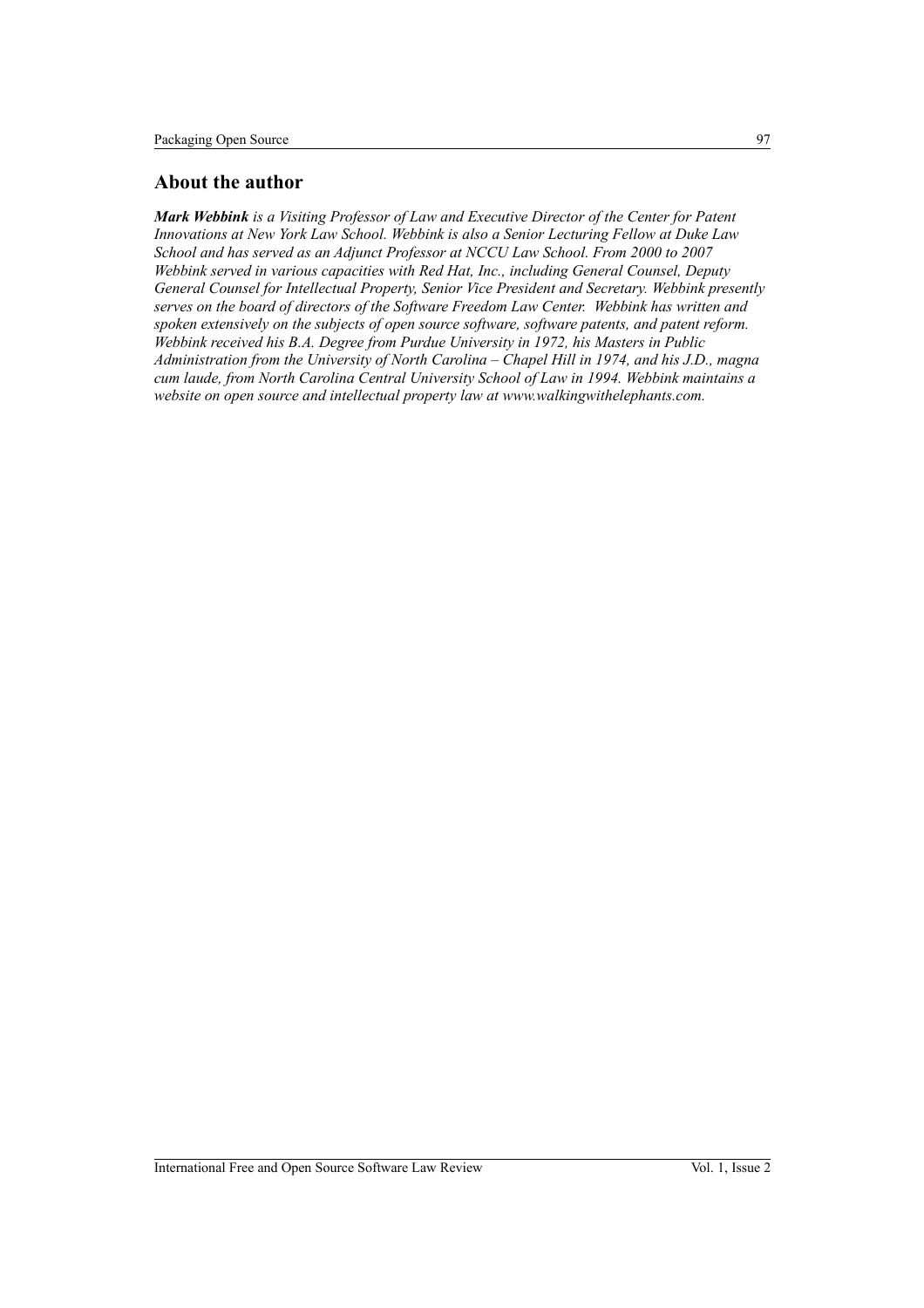## About the author

***Mark Webbink*** *is a Visiting Professor of Law and Executive Director of the Center for Patent Innovations at New York Law School. Webbink is also a Senior Lecturing Fellow at Duke Law School and has served as an Adjunct Professor at NCCU Law School. From 2000 to 2007 Webbink served in various capacities with Red Hat, Inc., including General Counsel, Deputy General Counsel for Intellectual Property, Senior Vice President and Secretary. Webbink presently serves on the board of directors of the Software Freedom Law Center. Webbink has written and spoken extensively on the subjects of open source software, software patents, and patent reform. Webbink received his B.A. Degree from Purdue University in 1972, his Masters in Public Administration from the University of North Carolina – Chapel Hill in 1974, and his J.D., magna cum laude, from North Carolina Central University School of Law in 1994. Webbink maintains a website on open source and intellectual property law at www.walkingwithelephants.com.*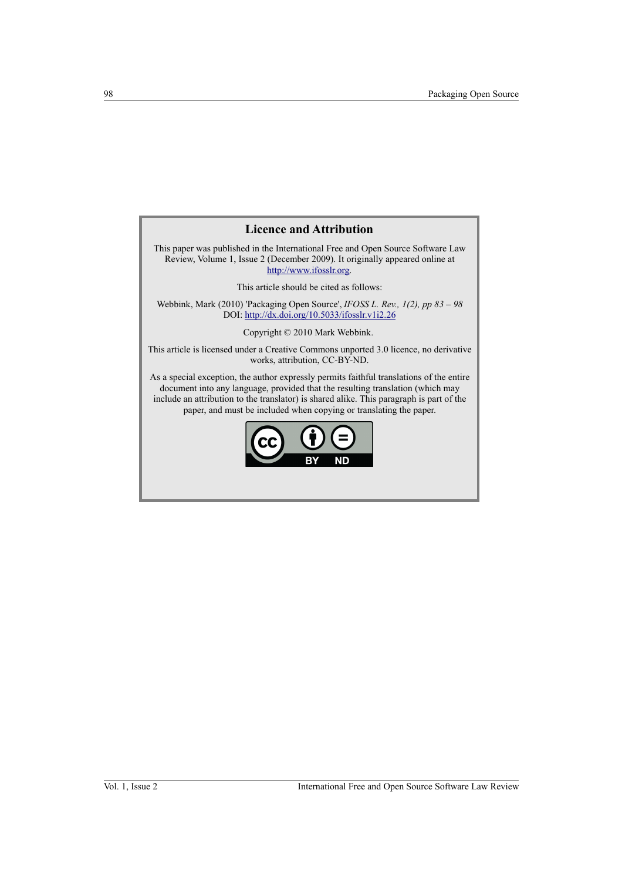## Licence and Attribution

This paper was published in the International Free and Open Source Software Law Review, Volume 1, Issue 2 (December 2009). It originally appeared online at http://www.ifosslr.org.

This article should be cited as follows:

Webbink, Mark (2010) 'Packaging Open Source', *IFOSS L. Rev., 1(2), pp 83 – 98*
DOI: http://dx.doi.org/10.5033/ifosslr.v1i2.26

Copyright © 2010 Mark Webbink.

This article is licensed under a Creative Commons unported 3.0 licence, no derivative works, attribution, CC-BY-ND.

As a special exception, the author expressly permits faithful translations of the entire document into any language, provided that the resulting translation (which may include an attribution to the translator) is shared alike. This paragraph is part of the paper, and must be included when copying or translating the paper.